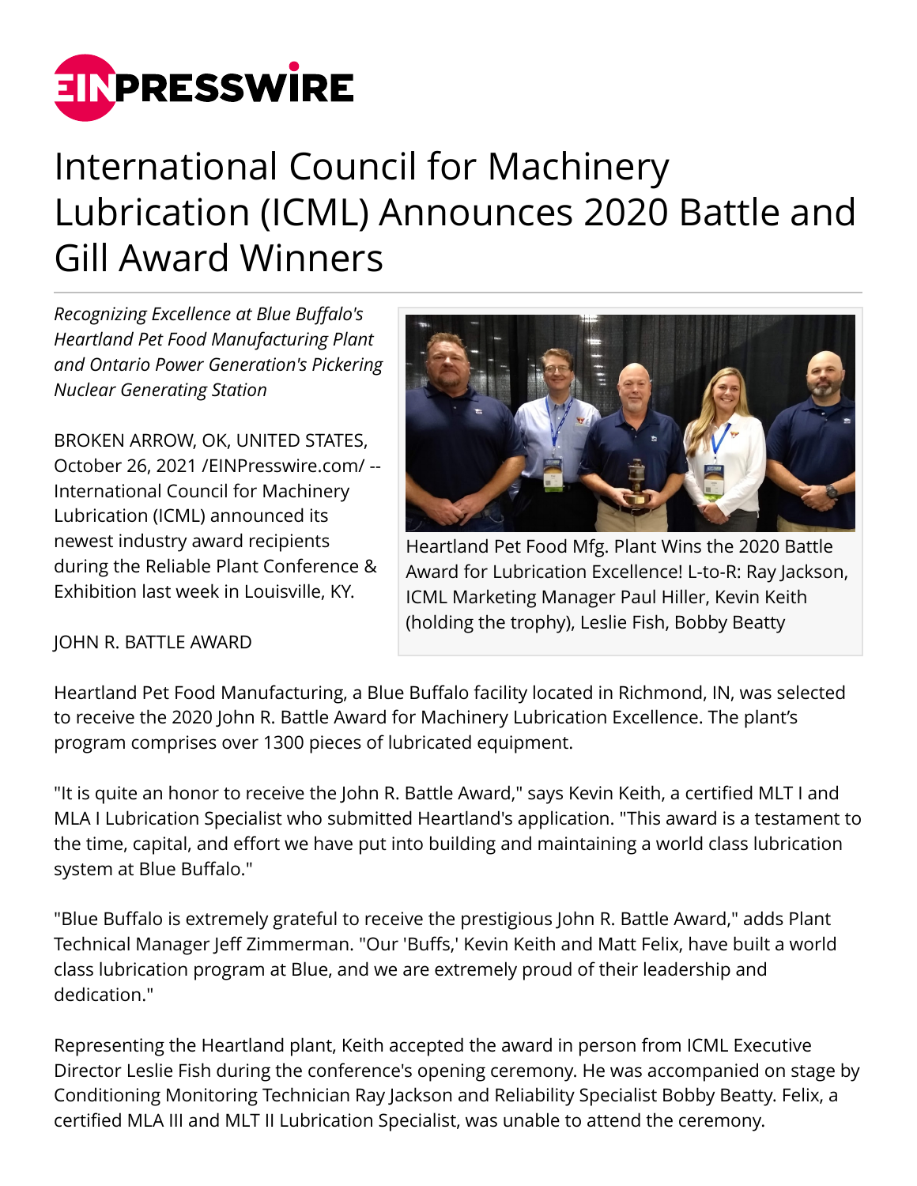# International Council for Machinery Lubrication (ICML) Announces 2020 Battle and Gill Award Winners

*Recognizing Excellence at Blue Buffalo's Heartland Pet Food Manufacturing Plant and Ontario Power Generation's Pickering Nuclear Generating Station*

BROKEN ARROW, OK, UNITED STATES, October 26, 2021 /EINPresswire.com/ -- International Council for Machinery Lubrication (ICML) announced its newest industry award recipients during the Reliable Plant Conference & Exhibition last week in Louisville, KY.

Heartland Pet Food Mfg. Plant Wins the 2020 Battle Award for Lubrication Excellence! L-to-R: Ray Jackson, ICML Marketing Manager Paul Hiller, Kevin Keith (holding the trophy), Leslie Fish, Bobby Beatty

JOHN R. BATTLE AWARD

Heartland Pet Food Manufacturing, a Blue Buffalo facility located in Richmond, IN, was selected to receive the 2020 John R. Battle Award for Machinery Lubrication Excellence. The plant's program comprises over 1300 pieces of lubricated equipment.

"It is quite an honor to receive the John R. Battle Award," says Kevin Keith, a certified MLT I and MLA I Lubrication Specialist who submitted Heartland's application. "This award is a testament to the time, capital, and effort we have put into building and maintaining a world class lubrication system at Blue Buffalo."

"Blue Buffalo is extremely grateful to receive the prestigious John R. Battle Award," adds Plant Technical Manager Jeff Zimmerman. "Our 'Buffs,' Kevin Keith and Matt Felix, have built a world class lubrication program at Blue, and we are extremely proud of their leadership and dedication."

Representing the Heartland plant, Keith accepted the award in person from ICML Executive Director Leslie Fish during the conference's opening ceremony. He was accompanied on stage by Conditioning Monitoring Technician Ray Jackson and Reliability Specialist Bobby Beatty. Felix, a certified MLA III and MLT II Lubrication Specialist, was unable to attend the ceremony.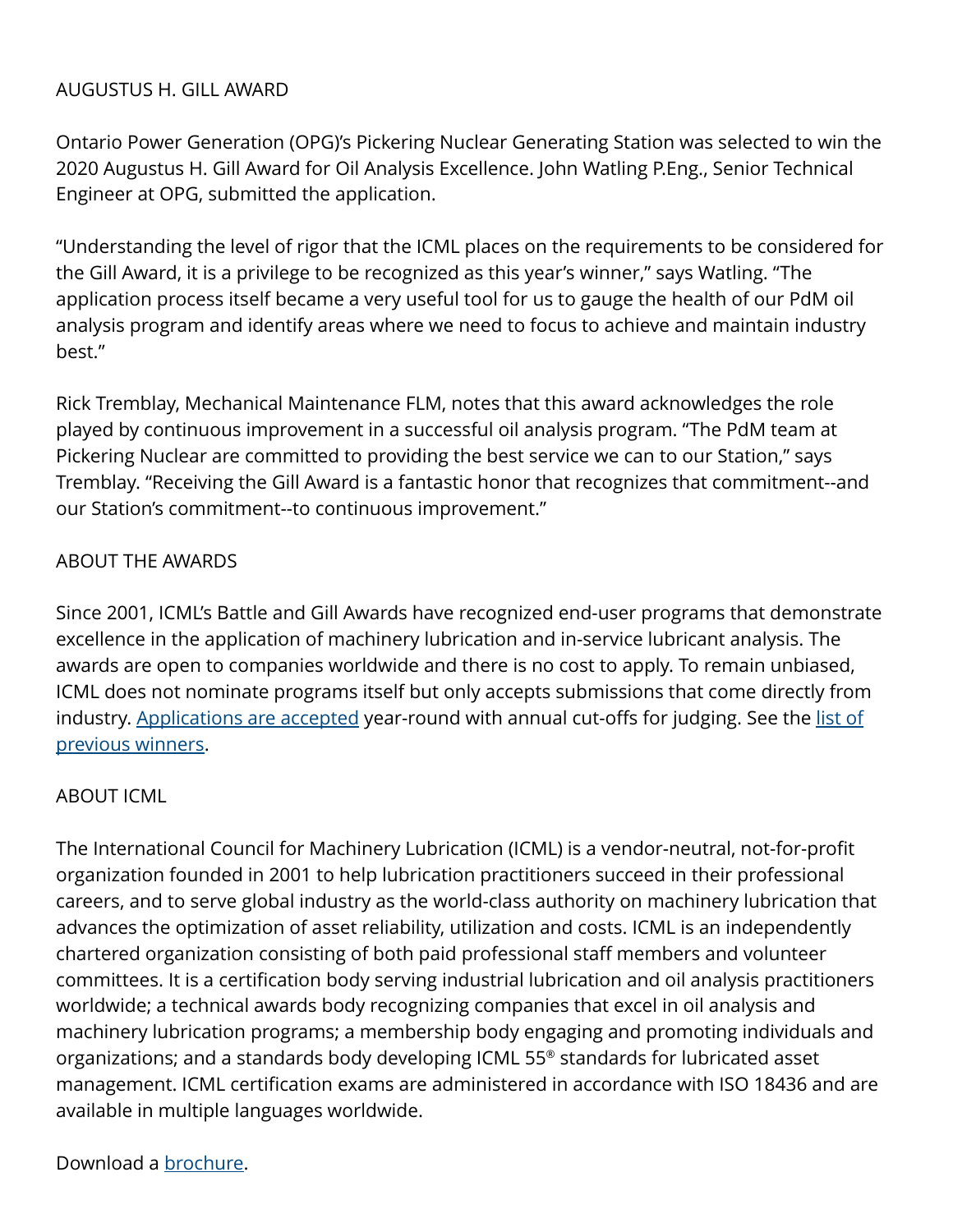## AUGUSTUS H. GILL AWARD

Ontario Power Generation (OPG)'s Pickering Nuclear Generating Station was selected to win the 2020 Augustus H. Gill Award for Oil Analysis Excellence. John Watling P.Eng., Senior Technical Engineer at OPG, submitted the application.

"Understanding the level of rigor that the ICML places on the requirements to be considered for the Gill Award, it is a privilege to be recognized as this year's winner," says Watling. "The application process itself became a very useful tool for us to gauge the health of our PdM oil analysis program and identify areas where we need to focus to achieve and maintain industry best."

Rick Tremblay, Mechanical Maintenance FLM, notes that this award acknowledges the role played by continuous improvement in a successful oil analysis program. "The PdM team at Pickering Nuclear are committed to providing the best service we can to our Station," says Tremblay. "Receiving the Gill Award is a fantastic honor that recognizes that commitment--and our Station's commitment--to continuous improvement."

## ABOUT THE AWARDS

Since 2001, ICML's Battle and Gill Awards have recognized end-user programs that demonstrate excellence in the application of machinery lubrication and in-service lubricant analysis. The awards are open to companies worldwide and there is no cost to apply. To remain unbiased, ICML does not nominate programs itself but only accepts submissions that come directly from industry. Applications are accepted year-round with annual cut-offs for judging. See the list of previous winners.

## ABOUT ICML

The International Council for Machinery Lubrication (ICML) is a vendor-neutral, not-for-profit organization founded in 2001 to help lubrication practitioners succeed in their professional careers, and to serve global industry as the world-class authority on machinery lubrication that advances the optimization of asset reliability, utilization and costs. ICML is an independently chartered organization consisting of both paid professional staff members and volunteer committees. It is a certification body serving industrial lubrication and oil analysis practitioners worldwide; a technical awards body recognizing companies that excel in oil analysis and machinery lubrication programs; a membership body engaging and promoting individuals and organizations; and a standards body developing ICML 55® standards for lubricated asset management. ICML certification exams are administered in accordance with ISO 18436 and are available in multiple languages worldwide.

Download a brochure.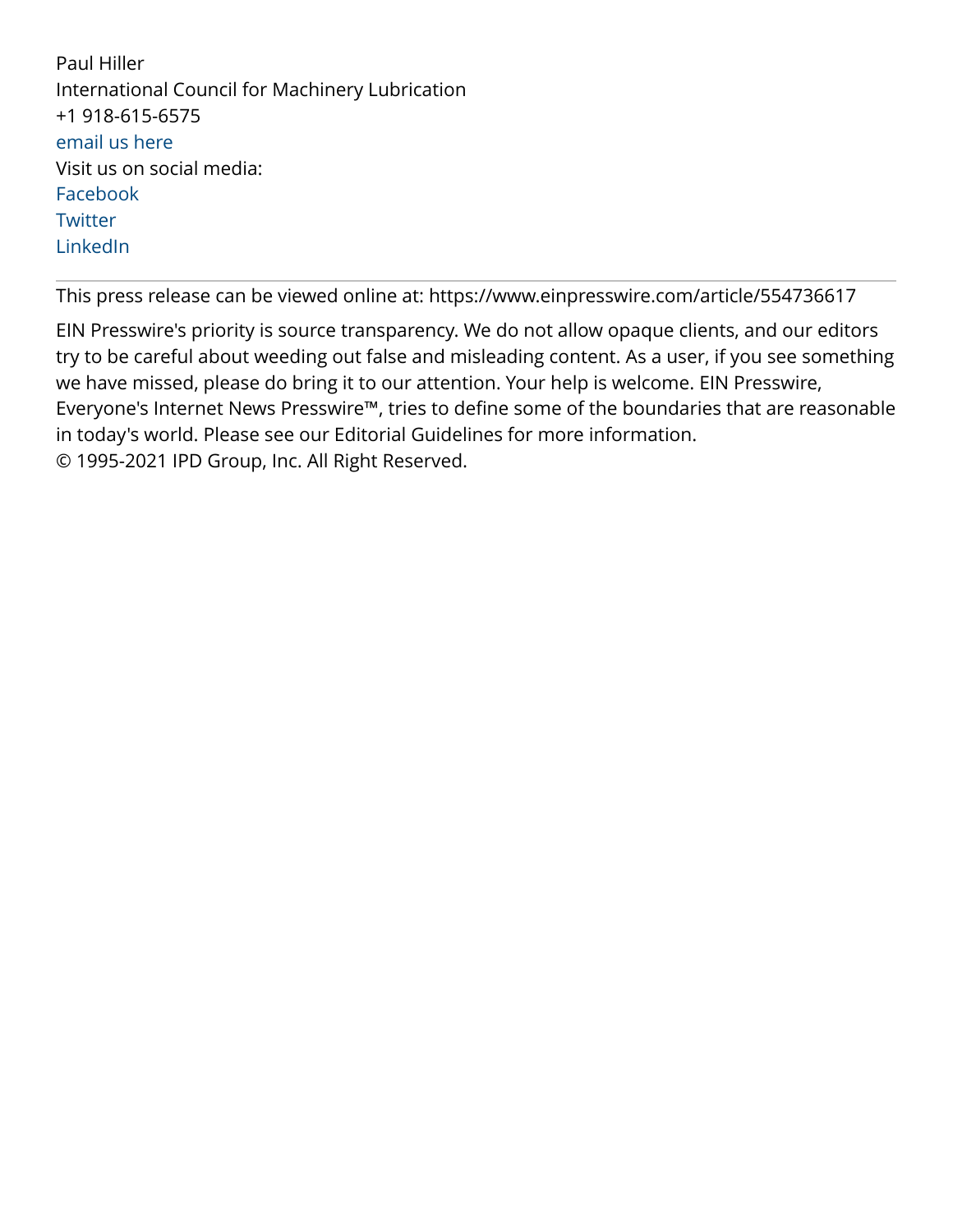Paul Hiller
International Council for Machinery Lubrication
+1 918-615-6575
email us here
Visit us on social media:
Facebook
Twitter
LinkedIn

---

This press release can be viewed online at: https://www.einpresswire.com/article/554736617

EIN Presswire's priority is source transparency. We do not allow opaque clients, and our editors try to be careful about weeding out false and misleading content. As a user, if you see something we have missed, please do bring it to our attention. Your help is welcome. EIN Presswire, Everyone's Internet News Presswire™, tries to define some of the boundaries that are reasonable in today's world. Please see our Editorial Guidelines for more information.
© 1995-2021 IPD Group, Inc. All Right Reserved.